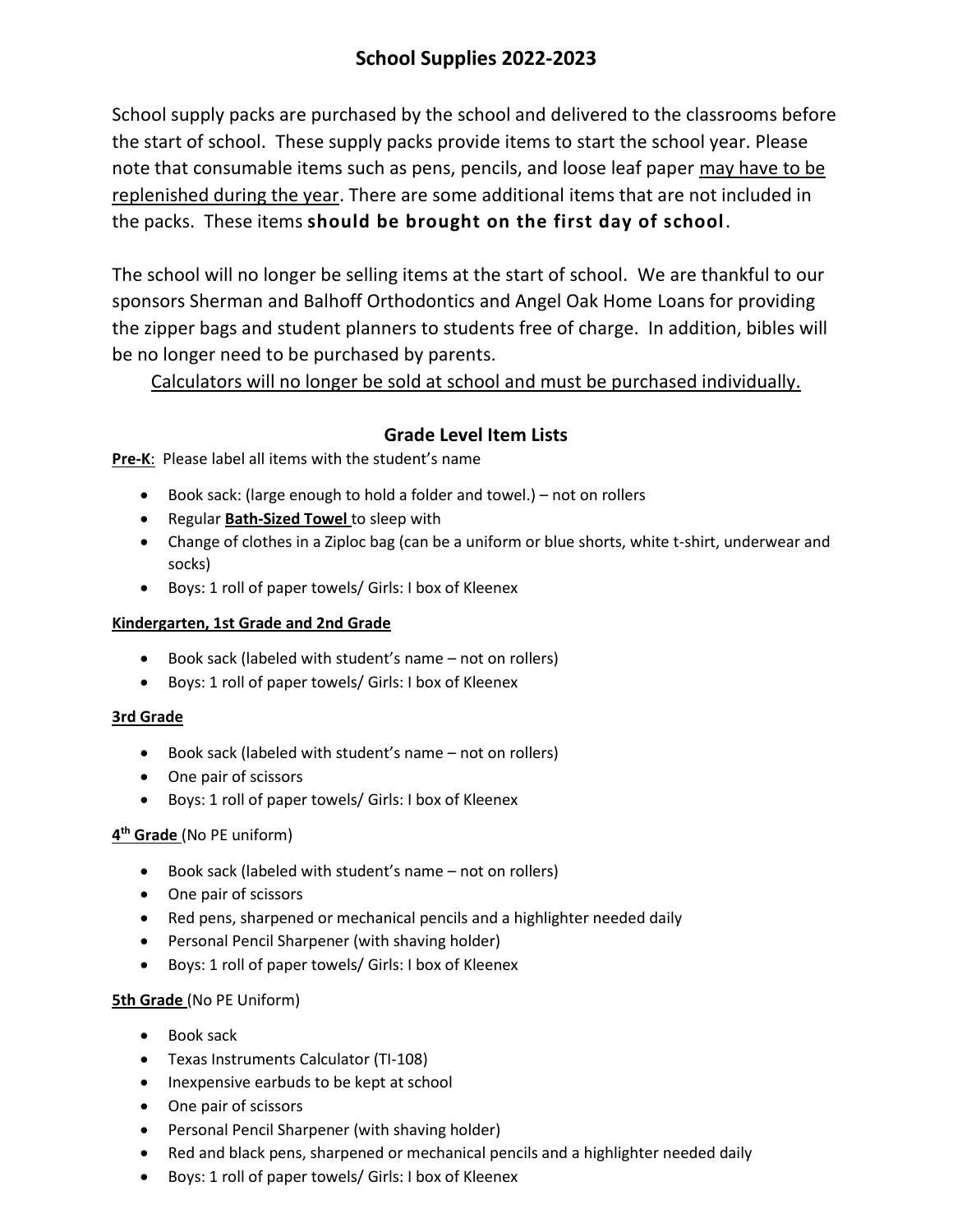# School Supplies 2022-2023

School supply packs are purchased by the school and delivered to the classrooms before the start of school. These supply packs provide items to start the school year. Please note that consumable items such as pens, pencils, and loose leaf paper <u>may have to be replenished during the year</u>. There are some additional items that are not included in the packs. These items **should be brought on the first day of school**.

The school will no longer be selling items at the start of school. We are thankful to our sponsors Sherman and Balhoff Orthodontics and Angel Oak Home Loans for providing the zipper bags and student planners to students free of charge. In addition, bibles will be no longer need to be purchased by parents.

<u>Calculators will no longer be sold at school and must be purchased individually.</u>

## Grade Level Item Lists

**<u>Pre-K</u>**: Please label all items with the student's name

- Book sack: (large enough to hold a folder and towel.) – not on rollers
- Regular **<u>Bath-Sized Towel</u>** to sleep with
- Change of clothes in a Ziploc bag (can be a uniform or blue shorts, white t-shirt, underwear and socks)
- Boys: 1 roll of paper towels/ Girls: I box of Kleenex

**<u>Kindergarten, 1st Grade and 2nd Grade</u>**

- Book sack (labeled with student's name – not on rollers)
- Boys: 1 roll of paper towels/ Girls: I box of Kleenex

**<u>3rd Grade</u>**

- Book sack (labeled with student's name – not on rollers)
- One pair of scissors
- Boys: 1 roll of paper towels/ Girls: I box of Kleenex

**<u>4th Grade</u>** (No PE uniform)

- Book sack (labeled with student's name – not on rollers)
- One pair of scissors
- Red pens, sharpened or mechanical pencils and a highlighter needed daily
- Personal Pencil Sharpener (with shaving holder)
- Boys: 1 roll of paper towels/ Girls: I box of Kleenex

**<u>5th Grade</u>** (No PE Uniform)

- Book sack
- Texas Instruments Calculator (TI-108)
- Inexpensive earbuds to be kept at school
- One pair of scissors
- Personal Pencil Sharpener (with shaving holder)
- Red and black pens, sharpened or mechanical pencils and a highlighter needed daily
- Boys: 1 roll of paper towels/ Girls: I box of Kleenex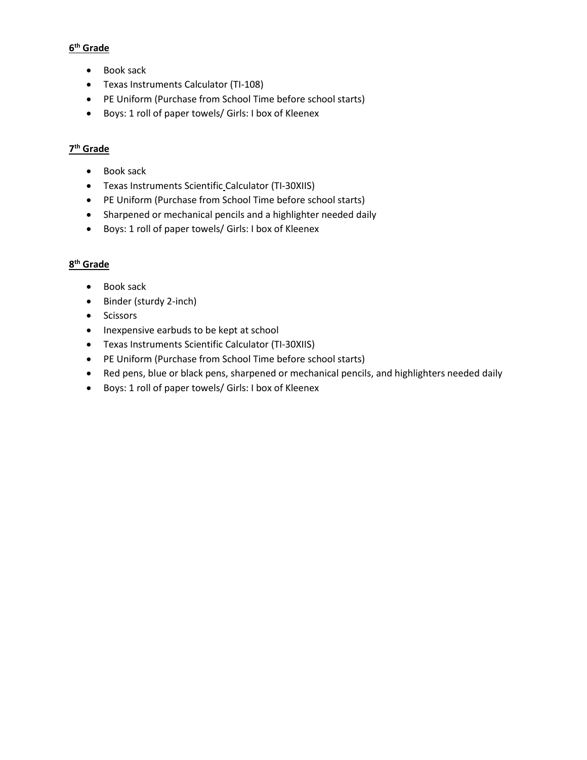**6th Grade**

- Book sack
- Texas Instruments Calculator (TI-108)
- PE Uniform (Purchase from School Time before school starts)
- Boys: 1 roll of paper towels/ Girls: I box of Kleenex

**7th Grade**

- Book sack
- Texas Instruments Scientific Calculator (TI-30XIIS)
- PE Uniform (Purchase from School Time before school starts)
- Sharpened or mechanical pencils and a highlighter needed daily
- Boys: 1 roll of paper towels/ Girls: I box of Kleenex

**8th Grade**

- Book sack
- Binder (sturdy 2-inch)
- Scissors
- Inexpensive earbuds to be kept at school
- Texas Instruments Scientific Calculator (TI-30XIIS)
- PE Uniform (Purchase from School Time before school starts)
- Red pens, blue or black pens, sharpened or mechanical pencils, and highlighters needed daily
- Boys: 1 roll of paper towels/ Girls: I box of Kleenex